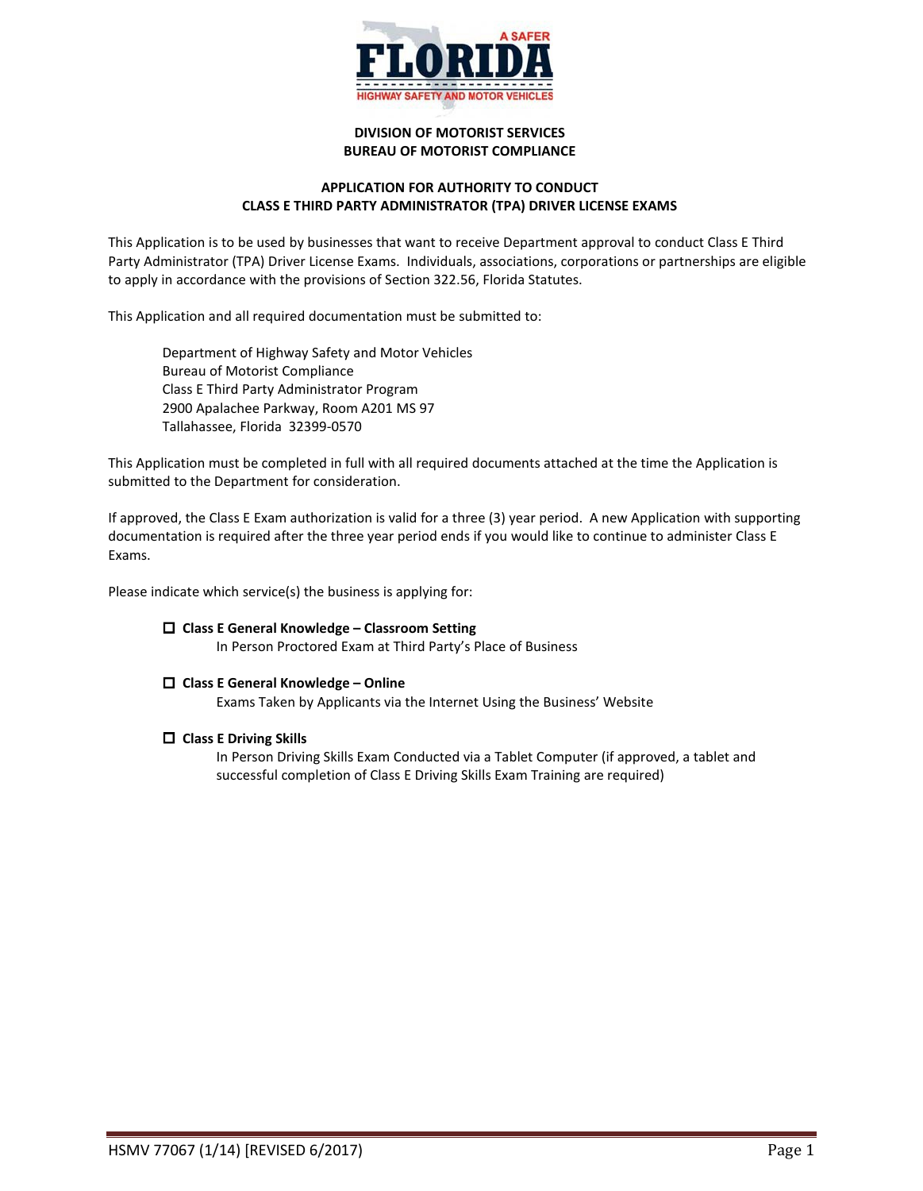**DIVISION OF MOTORIST SERVICES**
**BUREAU OF MOTORIST COMPLIANCE**

## APPLICATION FOR AUTHORITY TO CONDUCT CLASS E THIRD PARTY ADMINISTRATOR (TPA) DRIVER LICENSE EXAMS

This Application is to be used by businesses that want to receive Department approval to conduct Class E Third Party Administrator (TPA) Driver License Exams. Individuals, associations, corporations or partnerships are eligible to apply in accordance with the provisions of Section 322.56, Florida Statutes.

This Application and all required documentation must be submitted to:

> Department of Highway Safety and Motor Vehicles
> Bureau of Motorist Compliance
> Class E Third Party Administrator Program
> 2900 Apalachee Parkway, Room A201 MS 97
> Tallahassee, Florida 32399-0570

This Application must be completed in full with all required documents attached at the time the Application is submitted to the Department for consideration.

If approved, the Class E Exam authorization is valid for a three (3) year period. A new Application with supporting documentation is required after the three year period ends if you would like to continue to administer Class E Exams.

Please indicate which service(s) the business is applying for:

- ☐ **Class E General Knowledge – Classroom Setting**
  In Person Proctored Exam at Third Party's Place of Business

- ☐ **Class E General Knowledge – Online**
  Exams Taken by Applicants via the Internet Using the Business' Website

- ☐ **Class E Driving Skills**
  In Person Driving Skills Exam Conducted via a Tablet Computer (if approved, a tablet and successful completion of Class E Driving Skills Exam Training are required)

HSMV 77067 (1/14) [REVISED 6/2017]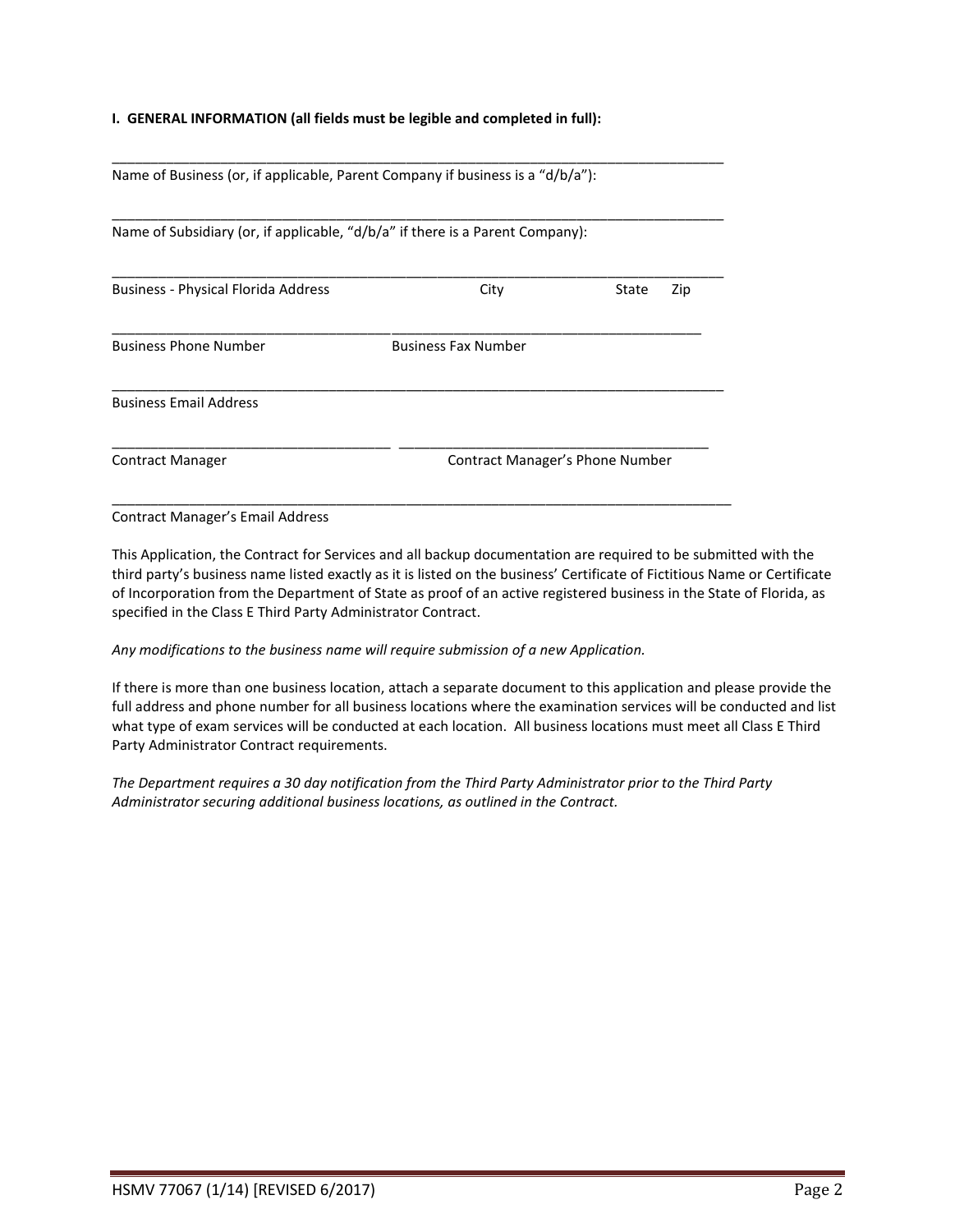**I. GENERAL INFORMATION (all fields must be legible and completed in full):**

\_\_\_\_\_\_\_\_\_\_\_\_\_\_\_\_\_\_\_\_\_\_\_\_\_\_\_\_\_\_\_\_\_\_\_\_\_\_\_\_\_\_\_\_\_\_\_\_\_\_\_\_\_\_\_\_\_\_\_\_\_\_\_\_\_\_\_\_\_\_\_\_\_\_\_\_\_\_\_\_\_\_

Name of Business (or, if applicable, Parent Company if business is a "d/b/a"):

\_\_\_\_\_\_\_\_\_\_\_\_\_\_\_\_\_\_\_\_\_\_\_\_\_\_\_\_\_\_\_\_\_\_\_\_\_\_\_\_\_\_\_\_\_\_\_\_\_\_\_\_\_\_\_\_\_\_\_\_\_\_\_\_\_\_\_\_\_\_\_\_\_\_\_\_\_\_\_\_\_\_

Name of Subsidiary (or, if applicable, "d/b/a" if there is a Parent Company):

\_\_\_\_\_\_\_\_\_\_\_\_\_\_\_\_\_\_\_\_\_\_\_\_\_\_\_\_\_\_\_\_\_\_\_\_\_\_\_\_\_\_\_\_\_\_\_\_\_\_\_\_\_\_\_\_\_\_\_\_\_\_\_\_\_\_\_\_\_\_\_\_\_\_\_\_\_\_\_\_\_\_

Business - Physical Florida Address &emsp;&emsp;&emsp;&emsp; City &emsp;&emsp;&emsp;&emsp; State &emsp; Zip

\_\_\_\_\_\_\_\_\_\_\_\_\_\_\_\_\_\_\_\_\_\_\_\_\_\_\_\_\_\_\_\_\_\_\_\_\_\_\_ \_\_\_\_\_\_\_\_\_\_\_\_\_\_\_\_\_\_\_\_\_\_\_\_\_\_\_\_\_\_\_\_\_\_\_\_\_\_\_\_\_\_

Business Phone Number &emsp;&emsp;&emsp;&emsp; Business Fax Number

\_\_\_\_\_\_\_\_\_\_\_\_\_\_\_\_\_\_\_\_\_\_\_\_\_\_\_\_\_\_\_\_\_\_\_\_\_\_\_\_\_\_\_\_\_\_\_\_\_\_\_\_\_\_\_\_\_\_\_\_\_\_\_\_\_\_\_\_\_\_\_\_\_\_\_\_\_\_\_\_\_\_

Business Email Address

\_\_\_\_\_\_\_\_\_\_\_\_\_\_\_\_\_\_\_\_\_\_\_\_\_\_\_\_\_\_\_\_\_\_\_\_\_\_\_ \_\_\_\_\_\_\_\_\_\_\_\_\_\_\_\_\_\_\_\_\_\_\_\_\_\_\_\_\_\_\_\_\_\_\_\_\_\_\_\_\_\_

Contract Manager &emsp;&emsp;&emsp;&emsp; Contract Manager's Phone Number

\_\_\_\_\_\_\_\_\_\_\_\_\_\_\_\_\_\_\_\_\_\_\_\_\_\_\_\_\_\_\_\_\_\_\_\_\_\_\_\_\_\_\_\_\_\_\_\_\_\_\_\_\_\_\_\_\_\_\_\_\_\_\_\_\_\_\_\_\_\_\_\_\_\_\_\_\_\_\_\_\_\_

Contract Manager's Email Address

This Application, the Contract for Services and all backup documentation are required to be submitted with the third party's business name listed exactly as it is listed on the business' Certificate of Fictitious Name or Certificate of Incorporation from the Department of State as proof of an active registered business in the State of Florida, as specified in the Class E Third Party Administrator Contract.

*Any modifications to the business name will require submission of a new Application.*

If there is more than one business location, attach a separate document to this application and please provide the full address and phone number for all business locations where the examination services will be conducted and list what type of exam services will be conducted at each location. All business locations must meet all Class E Third Party Administrator Contract requirements.

*The Department requires a 30 day notification from the Third Party Administrator prior to the Third Party Administrator securing additional business locations, as outlined in the Contract.*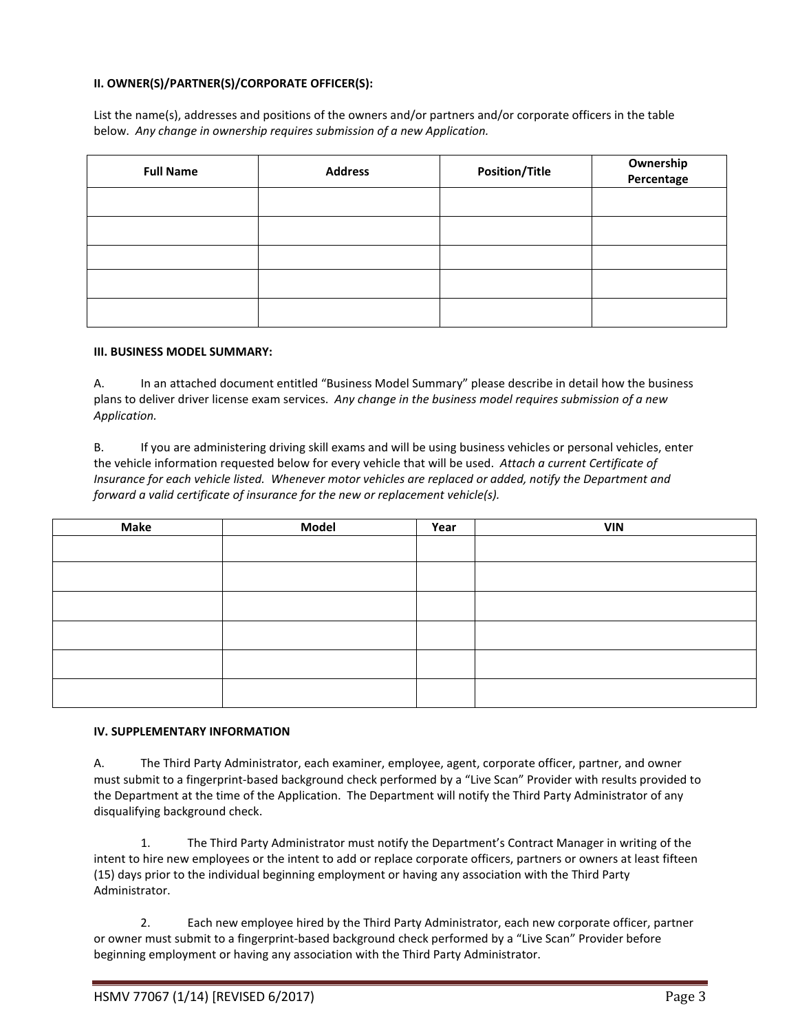**II. OWNER(S)/PARTNER(S)/CORPORATE OFFICER(S):**

List the name(s), addresses and positions of the owners and/or partners and/or corporate officers in the table below. *Any change in ownership requires submission of a new Application.*

| Full Name | Address | Position/Title | Ownership Percentage |
|---|---|---|---|
| | | | |
| | | | |
| | | | |
| | | | |
| | | | |

**III. BUSINESS MODEL SUMMARY:**

A. In an attached document entitled "Business Model Summary" please describe in detail how the business plans to deliver driver license exam services. *Any change in the business model requires submission of a new Application.*

B. If you are administering driving skill exams and will be using business vehicles or personal vehicles, enter the vehicle information requested below for every vehicle that will be used. *Attach a current Certificate of Insurance for each vehicle listed. Whenever motor vehicles are replaced or added, notify the Department and forward a valid certificate of insurance for the new or replacement vehicle(s).*

| Make | Model | Year | VIN |
|---|---|---|---|
| | | | |
| | | | |
| | | | |
| | | | |
| | | | |
| | | | |

**IV. SUPPLEMENTARY INFORMATION**

A. The Third Party Administrator, each examiner, employee, agent, corporate officer, partner, and owner must submit to a fingerprint-based background check performed by a "Live Scan" Provider with results provided to the Department at the time of the Application. The Department will notify the Third Party Administrator of any disqualifying background check.

1. The Third Party Administrator must notify the Department's Contract Manager in writing of the intent to hire new employees or the intent to add or replace corporate officers, partners or owners at least fifteen (15) days prior to the individual beginning employment or having any association with the Third Party Administrator.

2. Each new employee hired by the Third Party Administrator, each new corporate officer, partner or owner must submit to a fingerprint-based background check performed by a "Live Scan" Provider before beginning employment or having any association with the Third Party Administrator.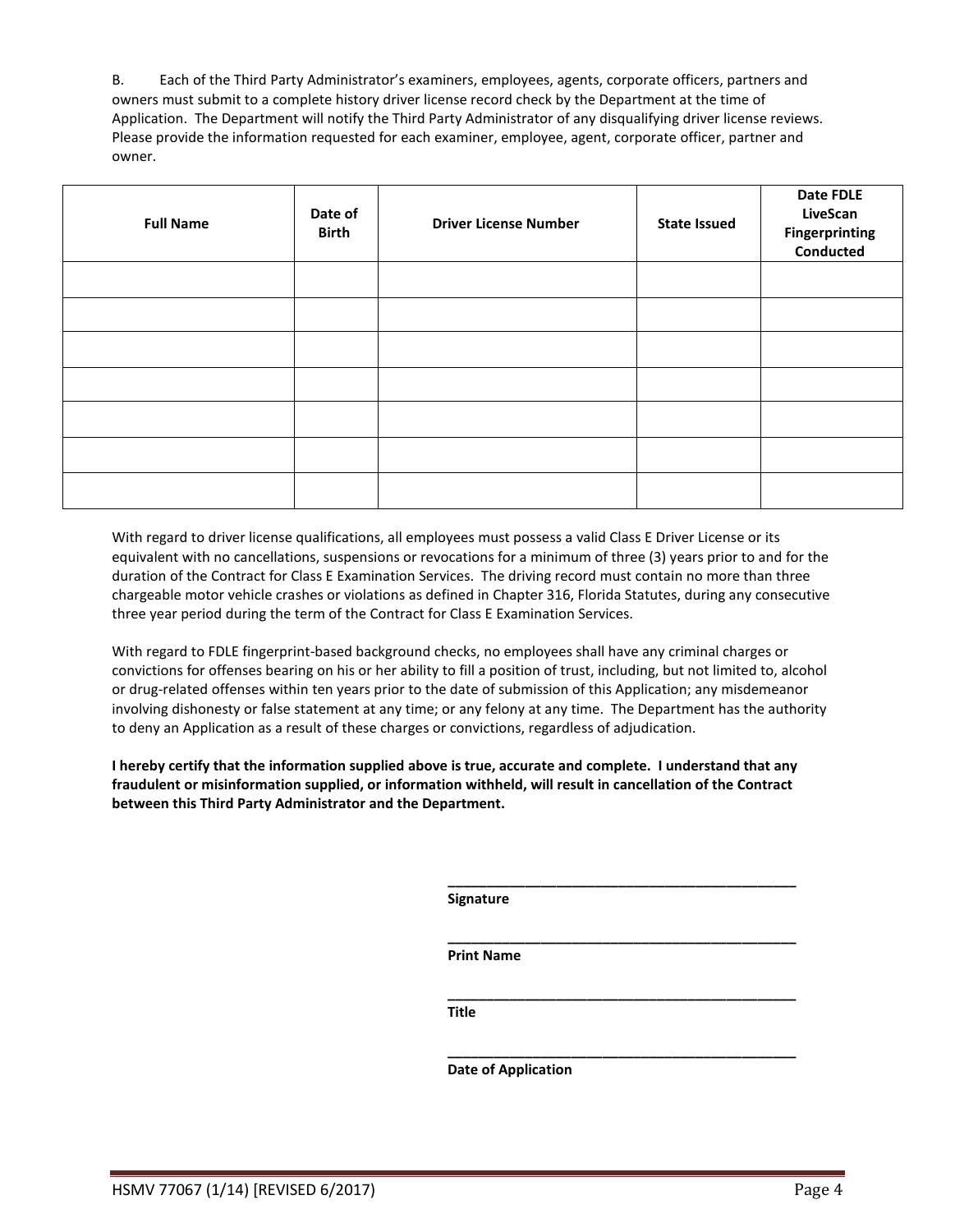B. Each of the Third Party Administrator's examiners, employees, agents, corporate officers, partners and owners must submit to a complete history driver license record check by the Department at the time of Application. The Department will notify the Third Party Administrator of any disqualifying driver license reviews. Please provide the information requested for each examiner, employee, agent, corporate officer, partner and owner.

| Full Name | Date of Birth | Driver License Number | State Issued | Date FDLE LiveScan Fingerprinting Conducted |
|---|---|---|---|---|
| | | | | |
| | | | | |
| | | | | |
| | | | | |
| | | | | |
| | | | | |
| | | | | |

With regard to driver license qualifications, all employees must possess a valid Class E Driver License or its equivalent with no cancellations, suspensions or revocations for a minimum of three (3) years prior to and for the duration of the Contract for Class E Examination Services. The driving record must contain no more than three chargeable motor vehicle crashes or violations as defined in Chapter 316, Florida Statutes, during any consecutive three year period during the term of the Contract for Class E Examination Services.

With regard to FDLE fingerprint-based background checks, no employees shall have any criminal charges or convictions for offenses bearing on his or her ability to fill a position of trust, including, but not limited to, alcohol or drug-related offenses within ten years prior to the date of submission of this Application; any misdemeanor involving dishonesty or false statement at any time; or any felony at any time. The Department has the authority to deny an Application as a result of these charges or convictions, regardless of adjudication.

**I hereby certify that the information supplied above is true, accurate and complete. I understand that any fraudulent or misinformation supplied, or information withheld, will result in cancellation of the Contract between this Third Party Administrator and the Department.**

\_\_\_\_\_\_\_\_\_\_\_\_\_\_\_\_\_\_\_\_\_\_\_\_\_\_\_\_\_\_\_\_\_\_\_\_\_\_\_\_\_\_\_\_
**Signature**

\_\_\_\_\_\_\_\_\_\_\_\_\_\_\_\_\_\_\_\_\_\_\_\_\_\_\_\_\_\_\_\_\_\_\_\_\_\_\_\_\_\_\_\_
**Print Name**

\_\_\_\_\_\_\_\_\_\_\_\_\_\_\_\_\_\_\_\_\_\_\_\_\_\_\_\_\_\_\_\_\_\_\_\_\_\_\_\_\_\_\_\_
**Title**

\_\_\_\_\_\_\_\_\_\_\_\_\_\_\_\_\_\_\_\_\_\_\_\_\_\_\_\_\_\_\_\_\_\_\_\_\_\_\_\_\_\_\_\_
**Date of Application**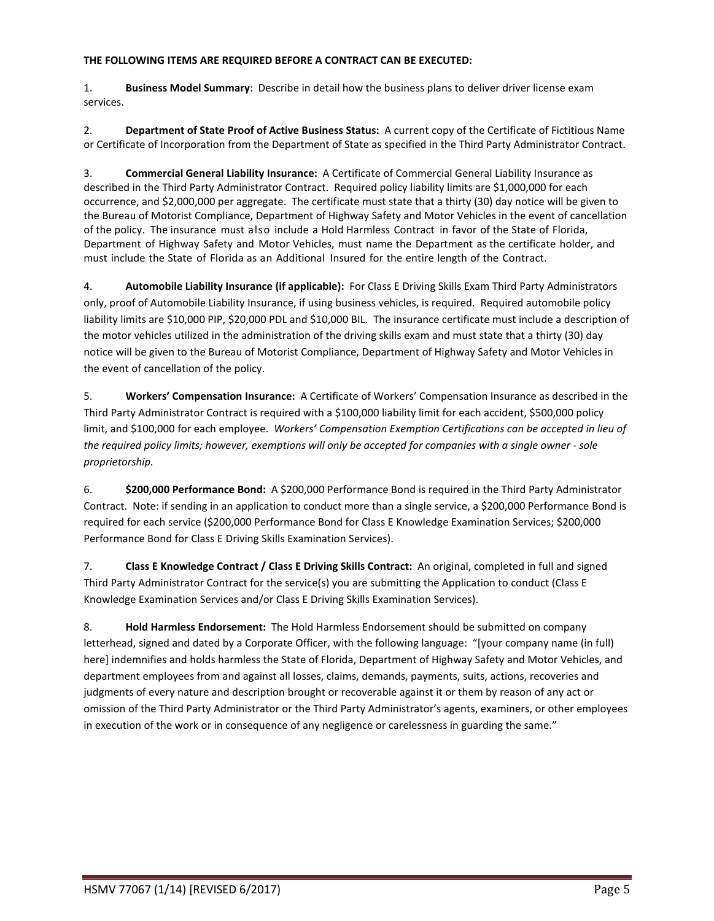**THE FOLLOWING ITEMS ARE REQUIRED BEFORE A CONTRACT CAN BE EXECUTED:**

1. **Business Model Summary**: Describe in detail how the business plans to deliver driver license exam services.

2. **Department of State Proof of Active Business Status:** A current copy of the Certificate of Fictitious Name or Certificate of Incorporation from the Department of State as specified in the Third Party Administrator Contract.

3. **Commercial General Liability Insurance:** A Certificate of Commercial General Liability Insurance as described in the Third Party Administrator Contract. Required policy liability limits are $1,000,000 for each occurrence, and $2,000,000 per aggregate. The certificate must state that a thirty (30) day notice will be given to the Bureau of Motorist Compliance, Department of Highway Safety and Motor Vehicles in the event of cancellation of the policy. The insurance must also include a Hold Harmless Contract in favor of the State of Florida, Department of Highway Safety and Motor Vehicles, must name the Department as the certificate holder, and must include the State of Florida as an Additional Insured for the entire length of the Contract.

4. **Automobile Liability Insurance (if applicable):** For Class E Driving Skills Exam Third Party Administrators only, proof of Automobile Liability Insurance, if using business vehicles, is required. Required automobile policy liability limits are $10,000 PIP, $20,000 PDL and $10,000 BIL. The insurance certificate must include a description of the motor vehicles utilized in the administration of the driving skills exam and must state that a thirty (30) day notice will be given to the Bureau of Motorist Compliance, Department of Highway Safety and Motor Vehicles in the event of cancellation of the policy.

5. **Workers' Compensation Insurance:** A Certificate of Workers' Compensation Insurance as described in the Third Party Administrator Contract is required with a $100,000 liability limit for each accident, $500,000 policy limit, and $100,000 for each employee. *Workers' Compensation Exemption Certifications can be accepted in lieu of the required policy limits; however, exemptions will only be accepted for companies with a single owner - sole proprietorship.*

6. **$200,000 Performance Bond:** A $200,000 Performance Bond is required in the Third Party Administrator Contract. Note: if sending in an application to conduct more than a single service, a $200,000 Performance Bond is required for each service ($200,000 Performance Bond for Class E Knowledge Examination Services; $200,000 Performance Bond for Class E Driving Skills Examination Services).

7. **Class E Knowledge Contract / Class E Driving Skills Contract:** An original, completed in full and signed Third Party Administrator Contract for the service(s) you are submitting the Application to conduct (Class E Knowledge Examination Services and/or Class E Driving Skills Examination Services).

8. **Hold Harmless Endorsement:** The Hold Harmless Endorsement should be submitted on company letterhead, signed and dated by a Corporate Officer, with the following language: "[your company name (in full) here] indemnifies and holds harmless the State of Florida, Department of Highway Safety and Motor Vehicles, and department employees from and against all losses, claims, demands, payments, suits, actions, recoveries and judgments of every nature and description brought or recoverable against it or them by reason of any act or omission of the Third Party Administrator or the Third Party Administrator's agents, examiners, or other employees in execution of the work or in consequence of any negligence or carelessness in guarding the same."

HSMV 77067 (1/14) [REVISED 6/2017]